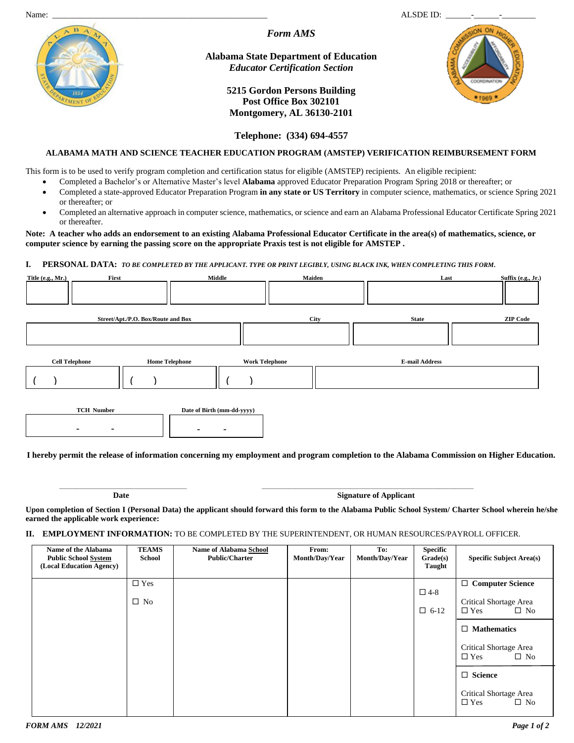Name: ___________________________________________________ ALSDE ID: ______-______-________

*Form AMS*

**Alabama State Department of Education**
***Educator Certification Section***

**5215 Gordon Persons Building**
**Post Office Box 302101**
**Montgomery, AL 36130-2101**

**Telephone: (334) 694-4557**

## ALABAMA MATH AND SCIENCE TEACHER EDUCATION PROGRAM (AMSTEP) VERIFICATION REIMBURSEMENT FORM

This form is to be used to verify program completion and certification status for eligible (AMSTEP) recipients. An eligible recipient:

- Completed a Bachelor's or Alternative Master's level **Alabama** approved Educator Preparation Program Spring 2018 or thereafter; or
- Completed a state-approved Educator Preparation Program **in any state or US Territory** in computer science, mathematics, or science Spring 2021 or thereafter; or
- Completed an alternative approach in computer science, mathematics, or science and earn an Alabama Professional Educator Certificate Spring 2021 or thereafter.

**Note: A teacher who adds an endorsement to an existing Alabama Professional Educator Certificate in the area(s) of mathematics, science, or computer science by earning the passing score on the appropriate Praxis test is not eligible for AMSTEP .**

**I. PERSONAL DATA:** ***TO BE COMPLETED BY THE APPLICANT. TYPE OR PRINT LEGIBLY, USING BLACK INK, WHEN COMPLETING THIS FORM.***

| Title (e.g., Mr.) | First | Middle | Maiden | Last | Suffix (e.g., Jr.) |
|---|---|---|---|---|---|
| | | | | | |

| Street/Apt./P.O. Box/Route and Box | City | State | ZIP Code |
|---|---|---|---|
| | | | |

| Cell Telephone | Home Telephone | Work Telephone | E-mail Address |
|---|---|---|---|
| (   ) | (   ) | (   ) | |

| TCH Number | Date of Birth (mm-dd-yyyy) |
|---|---|
| - - | - - |

**I hereby permit the release of information concerning my employment and program completion to the Alabama Commission on Higher Education.**

_______________________________ Date

_______________________________________________ Signature of Applicant

**Upon completion of Section I (Personal Data) the applicant should forward this form to the Alabama Public School System/ Charter School wherein he/she earned the applicable work experience:**

**II. EMPLOYMENT INFORMATION:** TO BE COMPLETED BY THE SUPERINTENDENT, OR HUMAN RESOURCES/PAYROLL OFFICER.

| Name of the Alabama Public School System (Local Education Agency) | TEAMS School | Name of Alabama School Public/Charter | From: Month/Day/Year | To: Month/Day/Year | Specific Grade(s) Taught | Specific Subject Area(s) |
|---|---|---|---|---|---|---|
| | ☐ Yes ☐ No | | | | ☐ 4-8 ☐ 6-12 | ☐ **Computer Science** Critical Shortage Area ☐ Yes ☐ No |
| | | | | | | ☐ **Mathematics** Critical Shortage Area ☐ Yes ☐ No |
| | | | | | | ☐ **Science** Critical Shortage Area ☐ Yes ☐ No |

*FORM AMS 12/2021*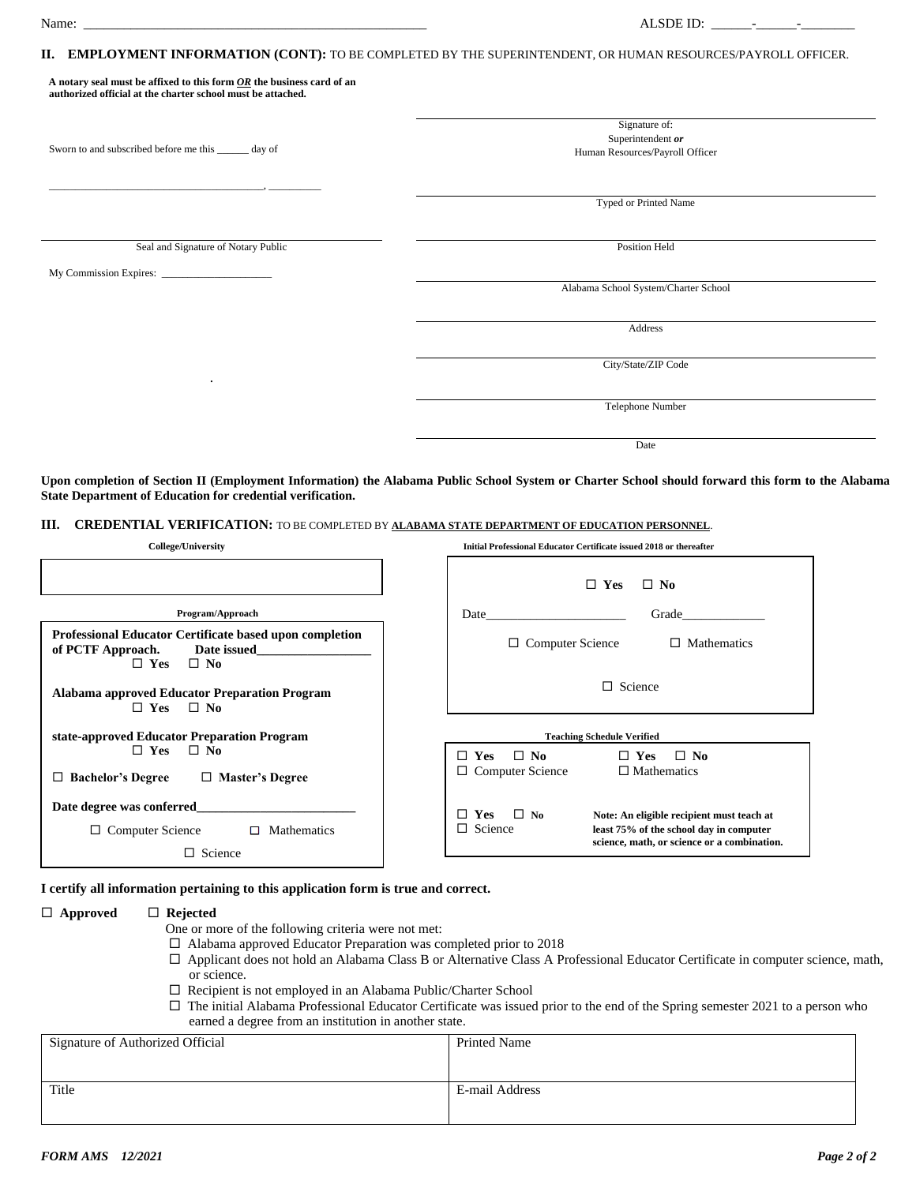Name: ___________________________________________________ ALSDE ID: ______-______-________

## II. EMPLOYMENT INFORMATION (CONT): TO BE COMPLETED BY THE SUPERINTENDENT, OR HUMAN RESOURCES/PAYROLL OFFICER.

**A notary seal must be affixed to this form *OR* the business card of an authorized official at the charter school must be attached.**

Sworn to and subscribed before me this ______ day of

______________________________________, __________

______________________________________
Seal and Signature of Notary Public

My Commission Expires: _____________________

______________________________________
Signature of:
Superintendent *or*
Human Resources/Payroll Officer

______________________________________
Typed or Printed Name

______________________________________
Position Held

______________________________________
Alabama School System/Charter School

______________________________________
Address

______________________________________
City/State/ZIP Code

______________________________________
Telephone Number

______________________________________
Date

**Upon completion of Section II (Employment Information) the Alabama Public School System or Charter School should forward this form to the Alabama State Department of Education for credential verification.**

## III. CREDENTIAL VERIFICATION: TO BE COMPLETED BY ALABAMA STATE DEPARTMENT OF EDUCATION PERSONNEL.

**College/University**

______________________________________

**Program/Approach**

**Professional Educator Certificate based upon completion of PCTF Approach.** **Date issued**_________________
☐ **Yes** ☐ **No**

**Alabama approved Educator Preparation Program**
☐ **Yes** ☐ **No**

**state-approved Educator Preparation Program**
☐ **Yes** ☐ **No**

☐ **Bachelor's Degree** ☐ **Master's Degree**

**Date degree was conferred**________________________

☐ Computer Science ☐ Mathematics

☐ Science

**Initial Professional Educator Certificate issued 2018 or thereafter**

☐ **Yes** ☐ **No**

Date______________________ Grade_____________

☐ Computer Science ☐ Mathematics

☐ Science

**Teaching Schedule Verified**

☐ **Yes** ☐ **No**
☐ Computer Science

☐ **Yes** ☐ **No**
☐ Mathematics

☐ **Yes** ☐ **No**
☐ Science

**Note: An eligible recipient must teach at least 75% of the school day in computer science, math, or science or a combination.**

**I certify all information pertaining to this application form is true and correct.**

☐ **Approved** ☐ **Rejected**

One or more of the following criteria were not met:

- ☐ Alabama approved Educator Preparation was completed prior to 2018
- ☐ Applicant does not hold an Alabama Class B or Alternative Class A Professional Educator Certificate in computer science, math, or science.
- ☐ Recipient is not employed in an Alabama Public/Charter School
- ☐ The initial Alabama Professional Educator Certificate was issued prior to the end of the Spring semester 2021 to a person who earned a degree from an institution in another state.

| | |
|---|---|
| Signature of Authorized Official | Printed Name |
| Title | E-mail Address |

***FORM AMS 12/2021***